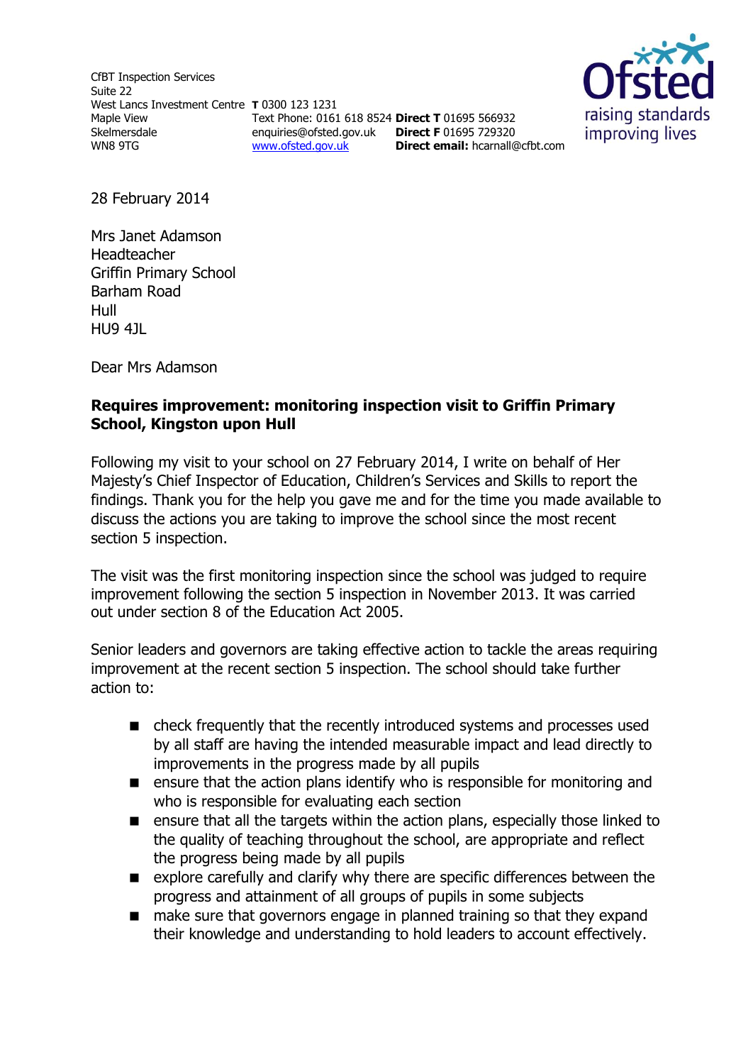CfBT Inspection Services
Suite 22
West Lancs Investment Centre
Maple View
Skelmersdale
WN8 9TG

**T** 0300 123 1231
Text Phone: 0161 618 8524
enquiries@ofsted.gov.uk
www.ofsted.gov.uk

**Direct T** 01695 566932
**Direct F** 01695 729320
**Direct email:** hcarnall@cfbt.com

Ofsted
raising standards
improving lives

28 February 2014

Mrs Janet Adamson
Headteacher
Griffin Primary School
Barham Road
Hull
HU9 4JL

Dear Mrs Adamson

**Requires improvement: monitoring inspection visit to Griffin Primary School, Kingston upon Hull**

Following my visit to your school on 27 February 2014, I write on behalf of Her Majesty's Chief Inspector of Education, Children's Services and Skills to report the findings. Thank you for the help you gave me and for the time you made available to discuss the actions you are taking to improve the school since the most recent section 5 inspection.

The visit was the first monitoring inspection since the school was judged to require improvement following the section 5 inspection in November 2013. It was carried out under section 8 of the Education Act 2005.

Senior leaders and governors are taking effective action to tackle the areas requiring improvement at the recent section 5 inspection. The school should take further action to:

- check frequently that the recently introduced systems and processes used by all staff are having the intended measurable impact and lead directly to improvements in the progress made by all pupils
- ensure that the action plans identify who is responsible for monitoring and who is responsible for evaluating each section
- ensure that all the targets within the action plans, especially those linked to the quality of teaching throughout the school, are appropriate and reflect the progress being made by all pupils
- explore carefully and clarify why there are specific differences between the progress and attainment of all groups of pupils in some subjects
- make sure that governors engage in planned training so that they expand their knowledge and understanding to hold leaders to account effectively.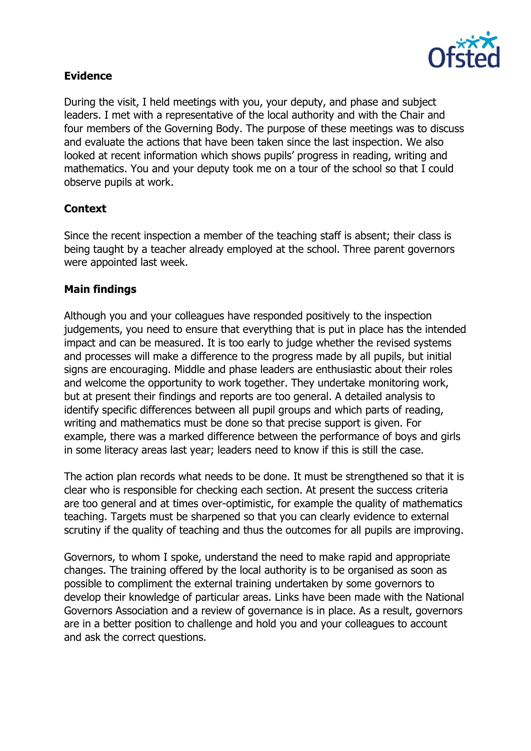## Evidence

During the visit, I held meetings with you, your deputy, and phase and subject leaders. I met with a representative of the local authority and with the Chair and four members of the Governing Body. The purpose of these meetings was to discuss and evaluate the actions that have been taken since the last inspection. We also looked at recent information which shows pupils' progress in reading, writing and mathematics. You and your deputy took me on a tour of the school so that I could observe pupils at work.

## Context

Since the recent inspection a member of the teaching staff is absent; their class is being taught by a teacher already employed at the school. Three parent governors were appointed last week.

## Main findings

Although you and your colleagues have responded positively to the inspection judgements, you need to ensure that everything that is put in place has the intended impact and can be measured. It is too early to judge whether the revised systems and processes will make a difference to the progress made by all pupils, but initial signs are encouraging. Middle and phase leaders are enthusiastic about their roles and welcome the opportunity to work together. They undertake monitoring work, but at present their findings and reports are too general. A detailed analysis to identify specific differences between all pupil groups and which parts of reading, writing and mathematics must be done so that precise support is given. For example, there was a marked difference between the performance of boys and girls in some literacy areas last year; leaders need to know if this is still the case.

The action plan records what needs to be done. It must be strengthened so that it is clear who is responsible for checking each section. At present the success criteria are too general and at times over-optimistic, for example the quality of mathematics teaching. Targets must be sharpened so that you can clearly evidence to external scrutiny if the quality of teaching and thus the outcomes for all pupils are improving.

Governors, to whom I spoke, understand the need to make rapid and appropriate changes. The training offered by the local authority is to be organised as soon as possible to compliment the external training undertaken by some governors to develop their knowledge of particular areas. Links have been made with the National Governors Association and a review of governance is in place. As a result, governors are in a better position to challenge and hold you and your colleagues to account and ask the correct questions.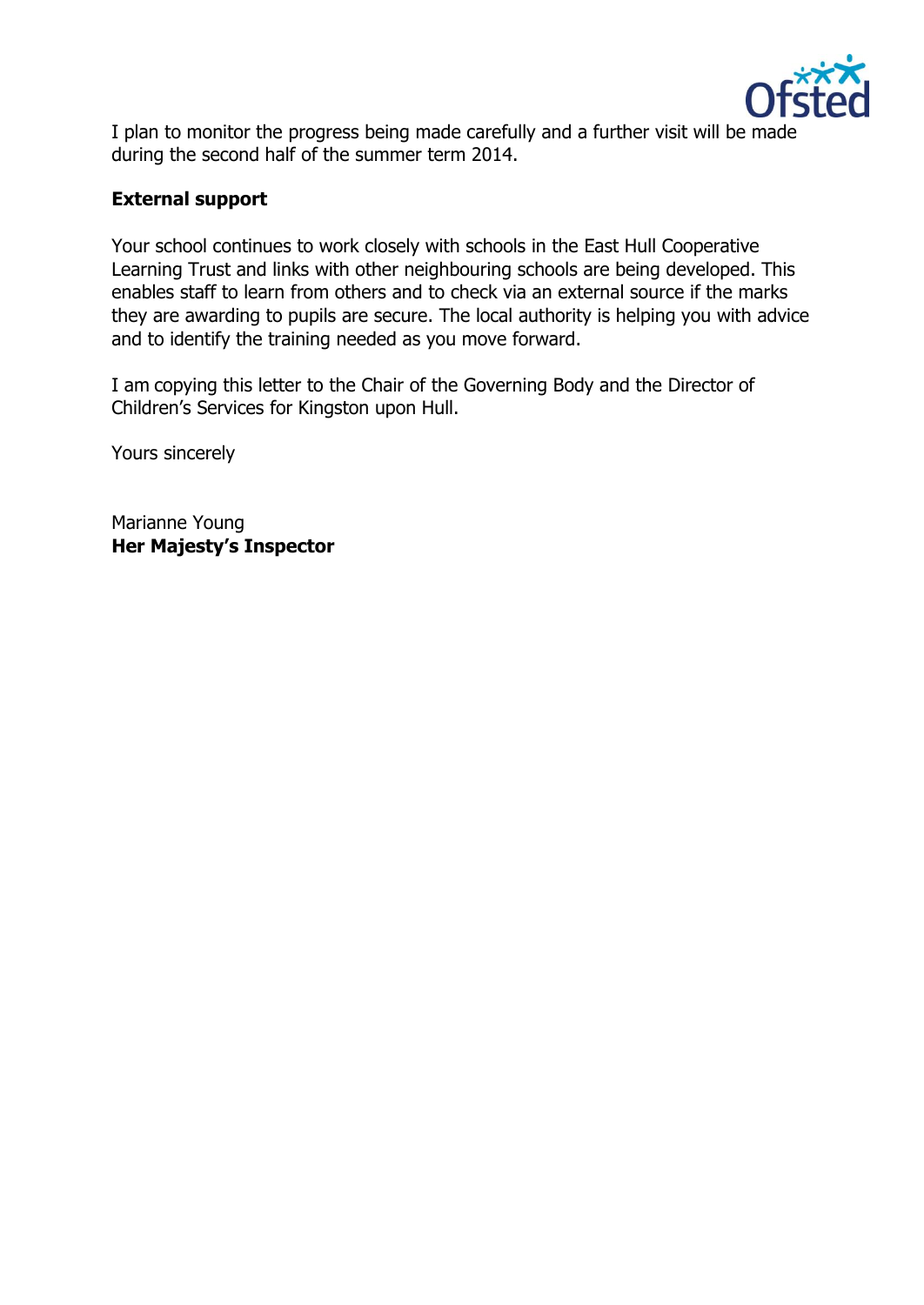I plan to monitor the progress being made carefully and a further visit will be made during the second half of the summer term 2014.

**External support**

Your school continues to work closely with schools in the East Hull Cooperative Learning Trust and links with other neighbouring schools are being developed. This enables staff to learn from others and to check via an external source if the marks they are awarding to pupils are secure. The local authority is helping you with advice and to identify the training needed as you move forward.

I am copying this letter to the Chair of the Governing Body and the Director of Children's Services for Kingston upon Hull.

Yours sincerely

Marianne Young
**Her Majesty's Inspector**